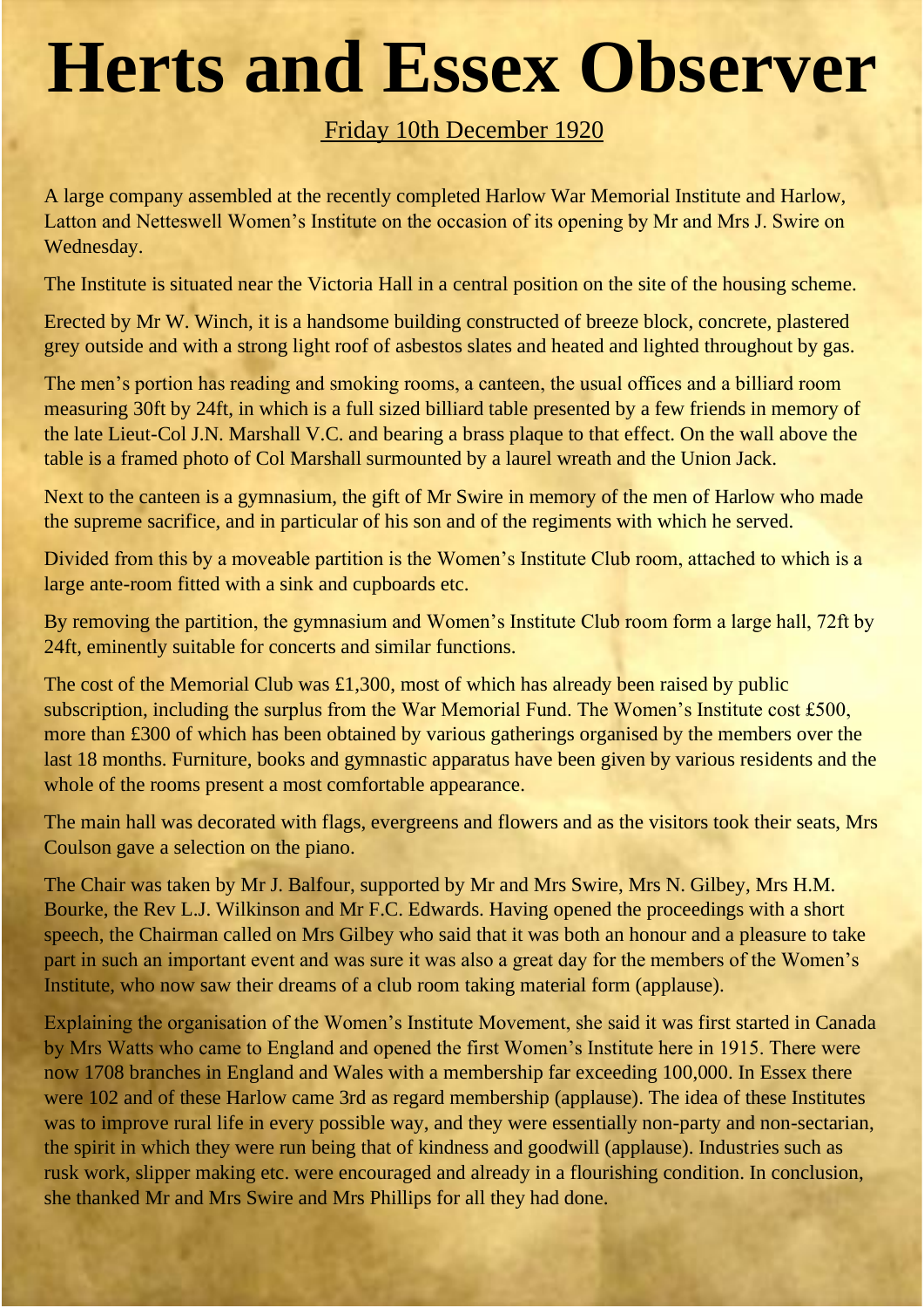# Herts and Essex Observer

Friday 10th December 1920

A large company assembled at the recently completed Harlow War Memorial Institute and Harlow, Latton and Netteswell Women's Institute on the occasion of its opening by Mr and Mrs J. Swire on Wednesday.

The Institute is situated near the Victoria Hall in a central position on the site of the housing scheme.

Erected by Mr W. Winch, it is a handsome building constructed of breeze block, concrete, plastered grey outside and with a strong light roof of asbestos slates and heated and lighted throughout by gas.

The men's portion has reading and smoking rooms, a canteen, the usual offices and a billiard room measuring 30ft by 24ft, in which is a full sized billiard table presented by a few friends in memory of the late Lieut-Col J.N. Marshall V.C. and bearing a brass plaque to that effect. On the wall above the table is a framed photo of Col Marshall surmounted by a laurel wreath and the Union Jack.

Next to the canteen is a gymnasium, the gift of Mr Swire in memory of the men of Harlow who made the supreme sacrifice, and in particular of his son and of the regiments with which he served.

Divided from this by a moveable partition is the Women's Institute Club room, attached to which is a large ante-room fitted with a sink and cupboards etc.

By removing the partition, the gymnasium and Women's Institute Club room form a large hall, 72ft by 24ft, eminently suitable for concerts and similar functions.

The cost of the Memorial Club was £1,300, most of which has already been raised by public subscription, including the surplus from the War Memorial Fund. The Women's Institute cost £500, more than £300 of which has been obtained by various gatherings organised by the members over the last 18 months. Furniture, books and gymnastic apparatus have been given by various residents and the whole of the rooms present a most comfortable appearance.

The main hall was decorated with flags, evergreens and flowers and as the visitors took their seats, Mrs Coulson gave a selection on the piano.

The Chair was taken by Mr J. Balfour, supported by Mr and Mrs Swire, Mrs N. Gilbey, Mrs H.M. Bourke, the Rev L.J. Wilkinson and Mr F.C. Edwards. Having opened the proceedings with a short speech, the Chairman called on Mrs Gilbey who said that it was both an honour and a pleasure to take part in such an important event and was sure it was also a great day for the members of the Women's Institute, who now saw their dreams of a club room taking material form (applause).

Explaining the organisation of the Women's Institute Movement, she said it was first started in Canada by Mrs Watts who came to England and opened the first Women's Institute here in 1915. There were now 1708 branches in England and Wales with a membership far exceeding 100,000. In Essex there were 102 and of these Harlow came 3rd as regard membership (applause). The idea of these Institutes was to improve rural life in every possible way, and they were essentially non-party and non-sectarian, the spirit in which they were run being that of kindness and goodwill (applause). Industries such as rusk work, slipper making etc. were encouraged and already in a flourishing condition. In conclusion, she thanked Mr and Mrs Swire and Mrs Phillips for all they had done.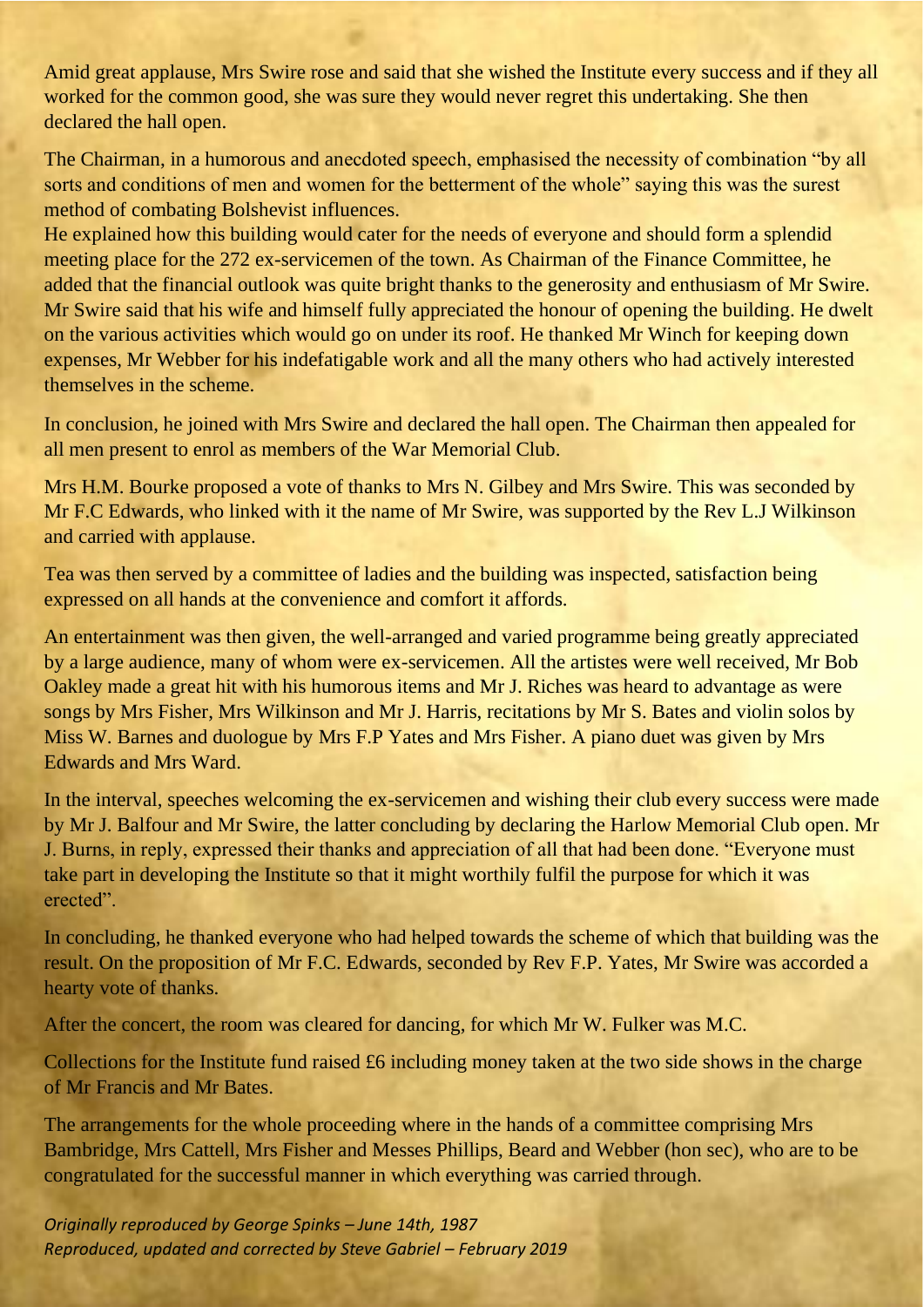Amid great applause, Mrs Swire rose and said that she wished the Institute every success and if they all worked for the common good, she was sure they would never regret this undertaking. She then declared the hall open.

The Chairman, in a humorous and anecdoted speech, emphasised the necessity of combination "by all sorts and conditions of men and women for the betterment of the whole" saying this was the surest method of combating Bolshevist influences.

He explained how this building would cater for the needs of everyone and should form a splendid meeting place for the 272 ex-servicemen of the town. As Chairman of the Finance Committee, he added that the financial outlook was quite bright thanks to the generosity and enthusiasm of Mr Swire. Mr Swire said that his wife and himself fully appreciated the honour of opening the building. He dwelt on the various activities which would go on under its roof. He thanked Mr Winch for keeping down expenses, Mr Webber for his indefatigable work and all the many others who had actively interested themselves in the scheme.

In conclusion, he joined with Mrs Swire and declared the hall open. The Chairman then appealed for all men present to enrol as members of the War Memorial Club.

Mrs H.M. Bourke proposed a vote of thanks to Mrs N. Gilbey and Mrs Swire. This was seconded by Mr F.C Edwards, who linked with it the name of Mr Swire, was supported by the Rev L.J Wilkinson and carried with applause.

Tea was then served by a committee of ladies and the building was inspected, satisfaction being expressed on all hands at the convenience and comfort it affords.

An entertainment was then given, the well-arranged and varied programme being greatly appreciated by a large audience, many of whom were ex-servicemen. All the artistes were well received, Mr Bob Oakley made a great hit with his humorous items and Mr J. Riches was heard to advantage as were songs by Mrs Fisher, Mrs Wilkinson and Mr J. Harris, recitations by Mr S. Bates and violin solos by Miss W. Barnes and duologue by Mrs F.P Yates and Mrs Fisher. A piano duet was given by Mrs Edwards and Mrs Ward.

In the interval, speeches welcoming the ex-servicemen and wishing their club every success were made by Mr J. Balfour and Mr Swire, the latter concluding by declaring the Harlow Memorial Club open. Mr J. Burns, in reply, expressed their thanks and appreciation of all that had been done. "Everyone must take part in developing the Institute so that it might worthily fulfil the purpose for which it was erected".

In concluding, he thanked everyone who had helped towards the scheme of which that building was the result. On the proposition of Mr F.C. Edwards, seconded by Rev F.P. Yates, Mr Swire was accorded a hearty vote of thanks.

After the concert, the room was cleared for dancing, for which Mr W. Fulker was M.C.

Collections for the Institute fund raised £6 including money taken at the two side shows in the charge of Mr Francis and Mr Bates.

The arrangements for the whole proceeding where in the hands of a committee comprising Mrs Bambridge, Mrs Cattell, Mrs Fisher and Messes Phillips, Beard and Webber (hon sec), who are to be congratulated for the successful manner in which everything was carried through.

*Originally reproduced by George Spinks – June 14th, 1987*
*Reproduced, updated and corrected by Steve Gabriel – February 2019*